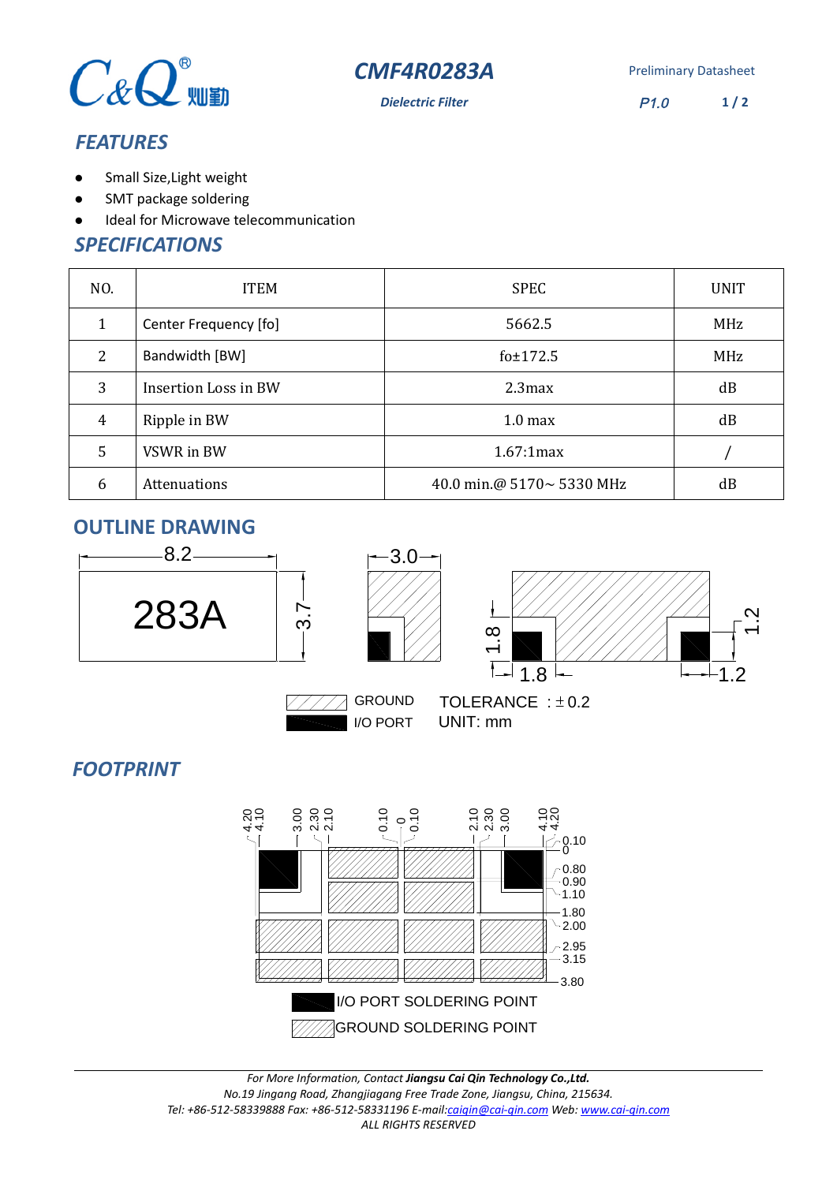C&Q® 灿勤

# CMF4R0283A

*Dielectric Filter*

Preliminary Datasheet

*P1.0*

## *FEATURES*

- Small Size,Light weight
- SMT package soldering
- Ideal for Microwave telecommunication

## *SPECIFICATIONS*

| NO. | ITEM | SPEC | UNIT |
|---|---|---|---|
| 1 | Center Frequency [fo] | 5662.5 | MHz |
| 2 | Bandwidth [BW] | fo±172.5 | MHz |
| 3 | Insertion Loss in BW | 2.3max | dB |
| 4 | Ripple in BW | 1.0 max | dB |
| 5 | VSWR in BW | 1.67:1max | / |
| 6 | Attenuations | 40.0 min.@ 5170~ 5330 MHz | dB |

## OUTLINE DRAWING

8.2

283A

3.7

3.0

1.8

1.8

1.2

1.2

GROUND

I/O PORT

TOLERANCE ：±0.2

UNIT: mm

## *FOOTPRINT*

4.20 4.10 3.00 2.30 2.10 0.10 0 0.10 2.10 2.30 3.00 4.10 4.20

0.10
0
0.80
0.90
1.10
1.80
2.00
2.95
3.15
3.80

I/O PORT SOLDERING POINT

GROUND SOLDERING POINT

*For More Information, Contact **Jiangsu Cai Qin Technology Co.,Ltd.***
*No.19 Jingang Road, Zhangjiagang Free Trade Zone, Jiangsu, China, 215634.*
*Tel: +86-512-58339888 Fax: +86-512-58331196 E-mail:caiqin@cai-qin.com Web: www.cai-qin.com*
*ALL RIGHTS RESERVED*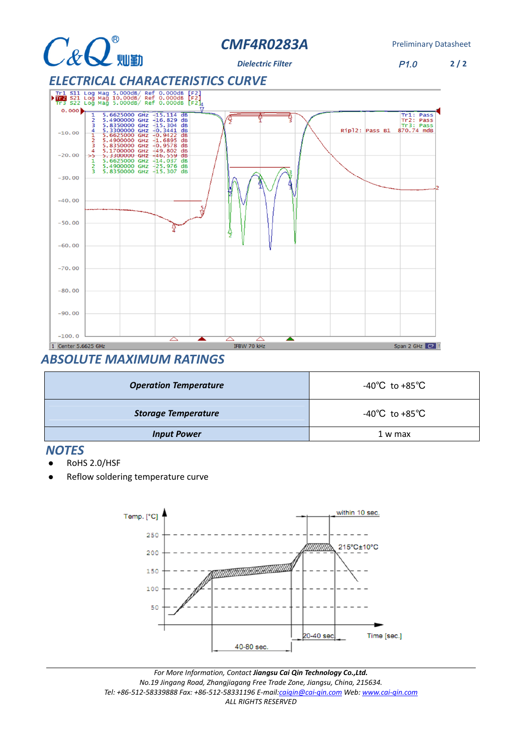## ELECTRICAL CHARACTERISTICS CURVE

Tr1 S11 Log Mag 5.000dB/ Ref 0.000dB [F2]
Tr2 S21 Log Mag 10.00dB/ Ref 0.000dB [F2]
Tr3 S22 Log Mag 5.000dB/ Ref 0.000dB [F2]

1 5.6625000 GHz -15.114 dB
2 5.4900000 GHz -16.829 dB
3 5.8350000 GHz -15.304 dB
4 5.3300000 GHz -0.3441 dB
1 5.6625000 GHz -0.9422 dB
2 5.4900000 GHz -1.6895 dB
3 5.8350000 GHz -0.9578 dB
4 5.1700000 GHz -49.802 dB
>5 5.3300000 GHz -46.559 dB
1 5.6625000 GHz -14.037 dB
2 5.4900000 GHz -25.976 dB
3 5.8350000 GHz -15.307 dB

Tr1: Pass
Tr2: Pass
Tr3: Pass
Ripl2: Pass B1 870.74 mdB

0.000
-10.00
-20.00
-30.00
-40.00
-50.00
-60.00
-70.00
-80.00
-90.00
-100.0

1 Center 5.6625 GHz IFBW 70 kHz Span 2 GHz

## ABSOLUTE MAXIMUM RATINGS

| | |
|---|---|
| ***Operation Temperature*** | -40℃ to +85℃ |
| ***Storage Temperature*** | -40℃ to +85℃ |
| ***Input Power*** | 1 w max |

## NOTES

- RoHS 2.0/HSF
- Reflow soldering temperature curve

Temp. [°C]
250
200
150
100
50
within 10 sec.
215°C±10°C
20-40 sec
40-80 sec.
Time [sec.]

*For More Information, Contact* ***Jiangsu Cai Qin Technology Co.,Ltd.***
*No.19 Jingang Road, Zhangjiagang Free Trade Zone, Jiangsu, China, 215634.*
*Tel: +86-512-58339888 Fax: +86-512-58331196 E-mail:caiqin@cai-qin.com Web: www.cai-qin.com*
*ALL RIGHTS RESERVED*